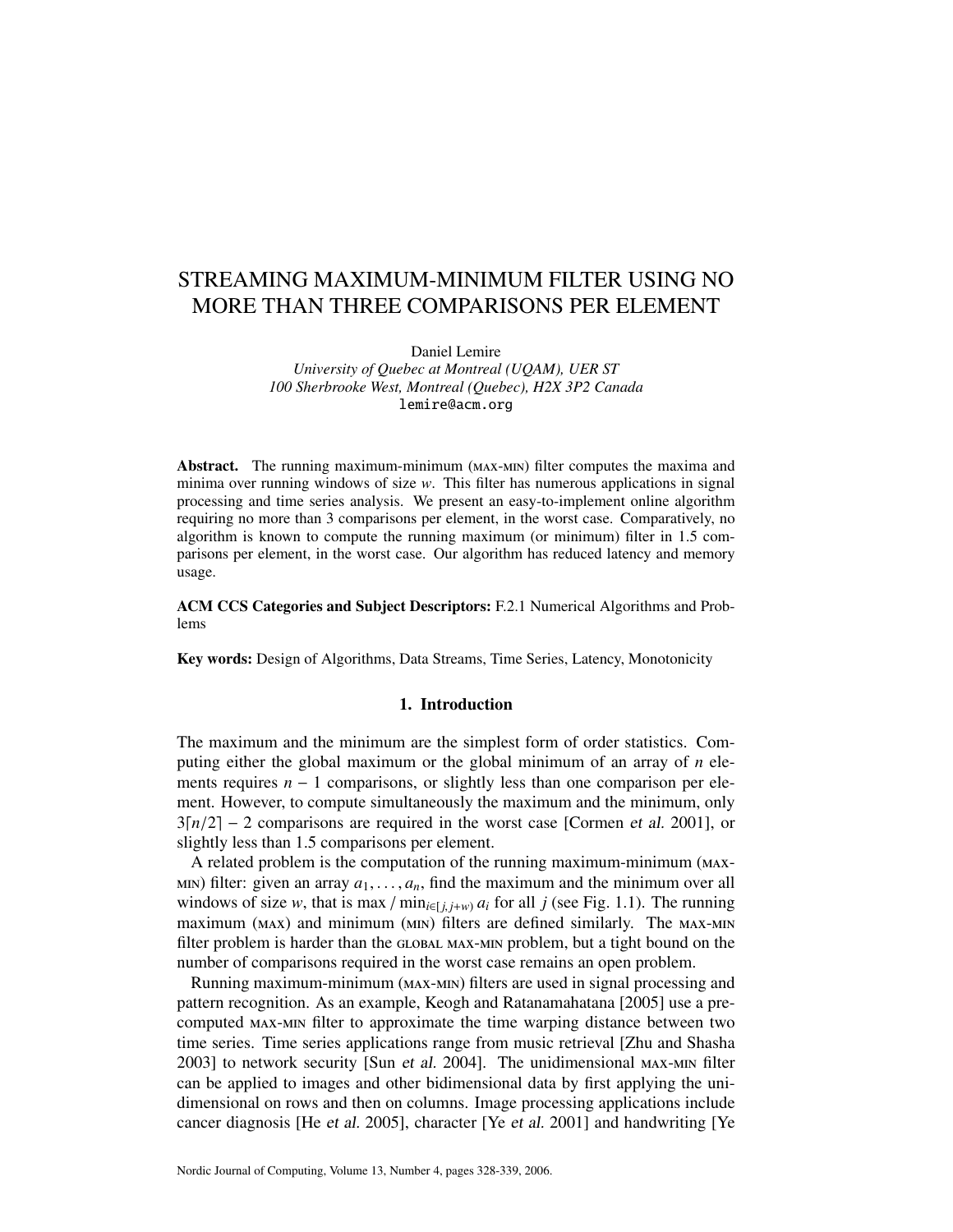# STREAMING MAXIMUM-MINIMUM FILTER USING NO MORE THAN THREE COMPARISONS PER ELEMENT

Daniel Lemire

*University of Quebec at Montreal (UQAM), UER ST*
*100 Sherbrooke West, Montreal (Quebec), H2X 3P2 Canada*
`lemire@acm.org`

**Abstract.** The running maximum-minimum (MAX-MIN) filter computes the maxima and minima over running windows of size $w$. This filter has numerous applications in signal processing and time series analysis. We present an easy-to-implement online algorithm requiring no more than 3 comparisons per element, in the worst case. Comparatively, no algorithm is known to compute the running maximum (or minimum) filter in 1.5 comparisons per element, in the worst case. Our algorithm has reduced latency and memory usage.

**ACM CCS Categories and Subject Descriptors:** F.2.1 Numerical Algorithms and Problems

**Key words:** Design of Algorithms, Data Streams, Time Series, Latency, Monotonicity

## 1. Introduction

The maximum and the minimum are the simplest form of order statistics. Computing either the global maximum or the global minimum of an array of $n$ elements requires $n - 1$ comparisons, or slightly less than one comparison per element. However, to compute simultaneously the maximum and the minimum, only $3\lceil n/2 \rceil - 2$ comparisons are required in the worst case [Cormen *et al.* 2001], or slightly less than 1.5 comparisons per element.

A related problem is the computation of the running maximum-minimum (MAX-MIN) filter: given an array $a_1, \ldots, a_n$, find the maximum and the minimum over all windows of size $w$, that is max / $\min_{i \in [j, j+w)} a_i$ for all $j$ (see Fig. 1.1). The running maximum (MAX) and minimum (MIN) filters are defined similarly. The MAX-MIN filter problem is harder than the GLOBAL MAX-MIN problem, but a tight bound on the number of comparisons required in the worst case remains an open problem.

Running maximum-minimum (MAX-MIN) filters are used in signal processing and pattern recognition. As an example, Keogh and Ratanamahatana [2005] use a precomputed MAX-MIN filter to approximate the time warping distance between two time series. Time series applications range from music retrieval [Zhu and Shasha 2003] to network security [Sun *et al.* 2004]. The unidimensional MAX-MIN filter can be applied to images and other bidimensional data by first applying the unidimensional on rows and then on columns. Image processing applications include cancer diagnosis [He *et al.* 2005], character [Ye *et al.* 2001] and handwriting [Ye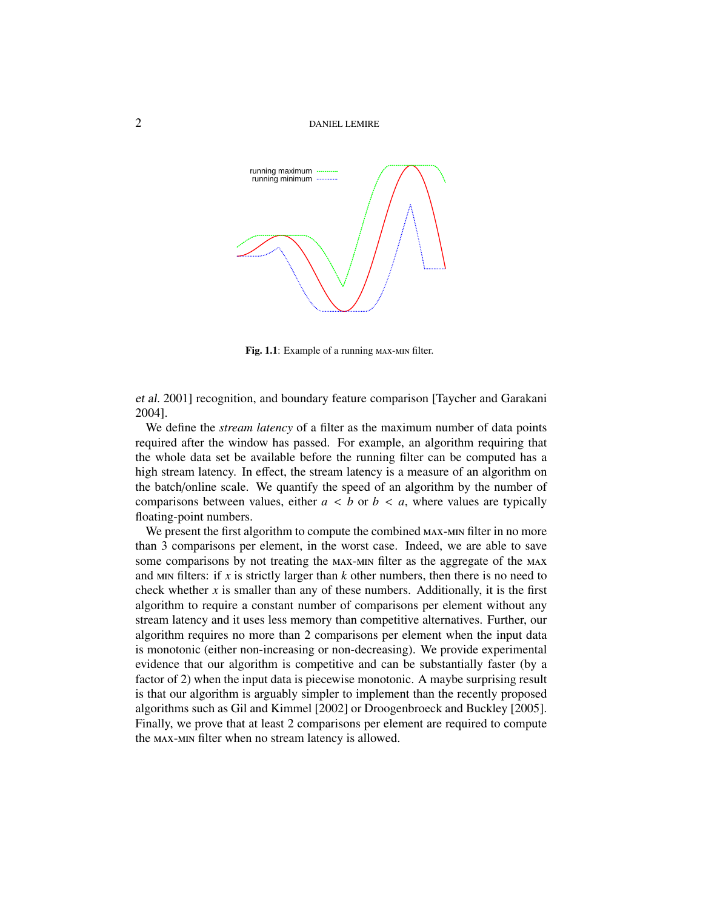running maximum
running minimum

**Fig. 1.1**: Example of a running MAX-MIN filter.

*et al.* 2001] recognition, and boundary feature comparison [Taycher and Garakani 2004].

We define the *stream latency* of a filter as the maximum number of data points required after the window has passed. For example, an algorithm requiring that the whole data set be available before the running filter can be computed has a high stream latency. In effect, the stream latency is a measure of an algorithm on the batch/online scale. We quantify the speed of an algorithm by the number of comparisons between values, either $a < b$ or $b < a$, where values are typically floating-point numbers.

We present the first algorithm to compute the combined MAX-MIN filter in no more than 3 comparisons per element, in the worst case. Indeed, we are able to save some comparisons by not treating the MAX-MIN filter as the aggregate of the MAX and MIN filters: if $x$ is strictly larger than $k$ other numbers, then there is no need to check whether $x$ is smaller than any of these numbers. Additionally, it is the first algorithm to require a constant number of comparisons per element without any stream latency and it uses less memory than competitive alternatives. Further, our algorithm requires no more than 2 comparisons per element when the input data is monotonic (either non-increasing or non-decreasing). We provide experimental evidence that our algorithm is competitive and can be substantially faster (by a factor of 2) when the input data is piecewise monotonic. A maybe surprising result is that our algorithm is arguably simpler to implement than the recently proposed algorithms such as Gil and Kimmel [2002] or Droogenbroeck and Buckley [2005]. Finally, we prove that at least 2 comparisons per element are required to compute the MAX-MIN filter when no stream latency is allowed.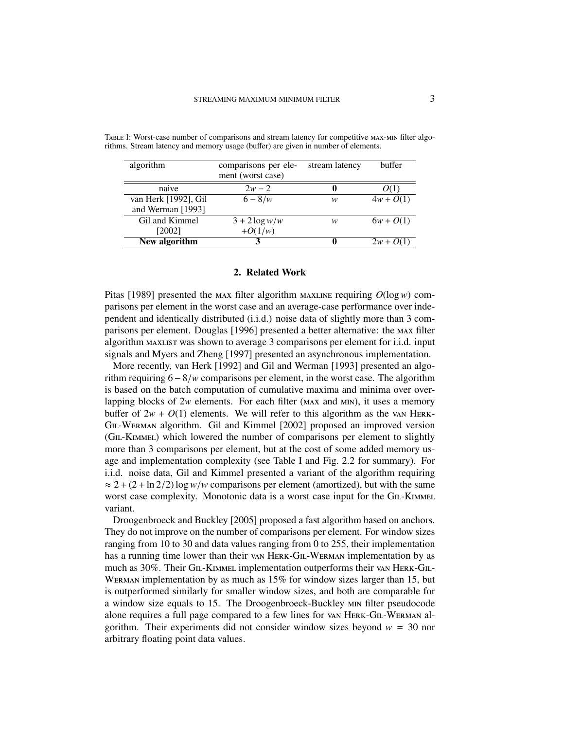TABLE I: Worst-case number of comparisons and stream latency for competitive MAX-MIN filter algorithms. Stream latency and memory usage (buffer) are given in number of elements.

| algorithm | comparisons per element (worst case) | stream latency | buffer |
|---|---|---|---|
| naive | $2w - 2$ | **0** | $O(1)$ |
| van Herk [1992], Gil and Werman [1993] | $6 - 8/w$ | $w$ | $4w + O(1)$ |
| Gil and Kimmel [2002] | $3 + 2\log w/w + O(1/w)$ | $w$ | $6w + O(1)$ |
| **New algorithm** | **3** | **0** | $2w + O(1)$ |

## 2. Related Work

Pitas [1989] presented the MAX filter algorithm MAXLINE requiring $O(\log w)$ comparisons per element in the worst case and an average-case performance over independent and identically distributed (i.i.d.) noise data of slightly more than 3 comparisons per element. Douglas [1996] presented a better alternative: the MAX filter algorithm MAXLIST was shown to average 3 comparisons per element for i.i.d. input signals and Myers and Zheng [1997] presented an asynchronous implementation.

More recently, van Herk [1992] and Gil and Werman [1993] presented an algorithm requiring $6 - 8/w$ comparisons per element, in the worst case. The algorithm is based on the batch computation of cumulative maxima and minima over overlapping blocks of $2w$ elements. For each filter (MAX and MIN), it uses a memory buffer of $2w + O(1)$ elements. We will refer to this algorithm as the VAN HERK-GIL-WERMAN algorithm. Gil and Kimmel [2002] proposed an improved version (GIL-KIMMEL) which lowered the number of comparisons per element to slightly more than 3 comparisons per element, but at the cost of some added memory usage and implementation complexity (see Table I and Fig. 2.2 for summary). For i.i.d. noise data, Gil and Kimmel presented a variant of the algorithm requiring $\approx 2 + (2 + \ln 2/2)\log w/w$ comparisons per element (amortized), but with the same worst case complexity. Monotonic data is a worst case input for the GIL-KIMMEL variant.

Droogenbroeck and Buckley [2005] proposed a fast algorithm based on anchors. They do not improve on the number of comparisons per element. For window sizes ranging from 10 to 30 and data values ranging from 0 to 255, their implementation has a running time lower than their VAN HERK-GIL-WERMAN implementation by as much as 30%. Their GIL-KIMMEL implementation outperforms their VAN HERK-GIL-WERMAN implementation by as much as 15% for window sizes larger than 15, but is outperformed similarly for smaller window sizes, and both are comparable for a window size equals to 15. The Droogenbroeck-Buckley MIN filter pseudocode alone requires a full page compared to a few lines for VAN HERK-GIL-WERMAN algorithm. Their experiments did not consider window sizes beyond $w = 30$ nor arbitrary floating point data values.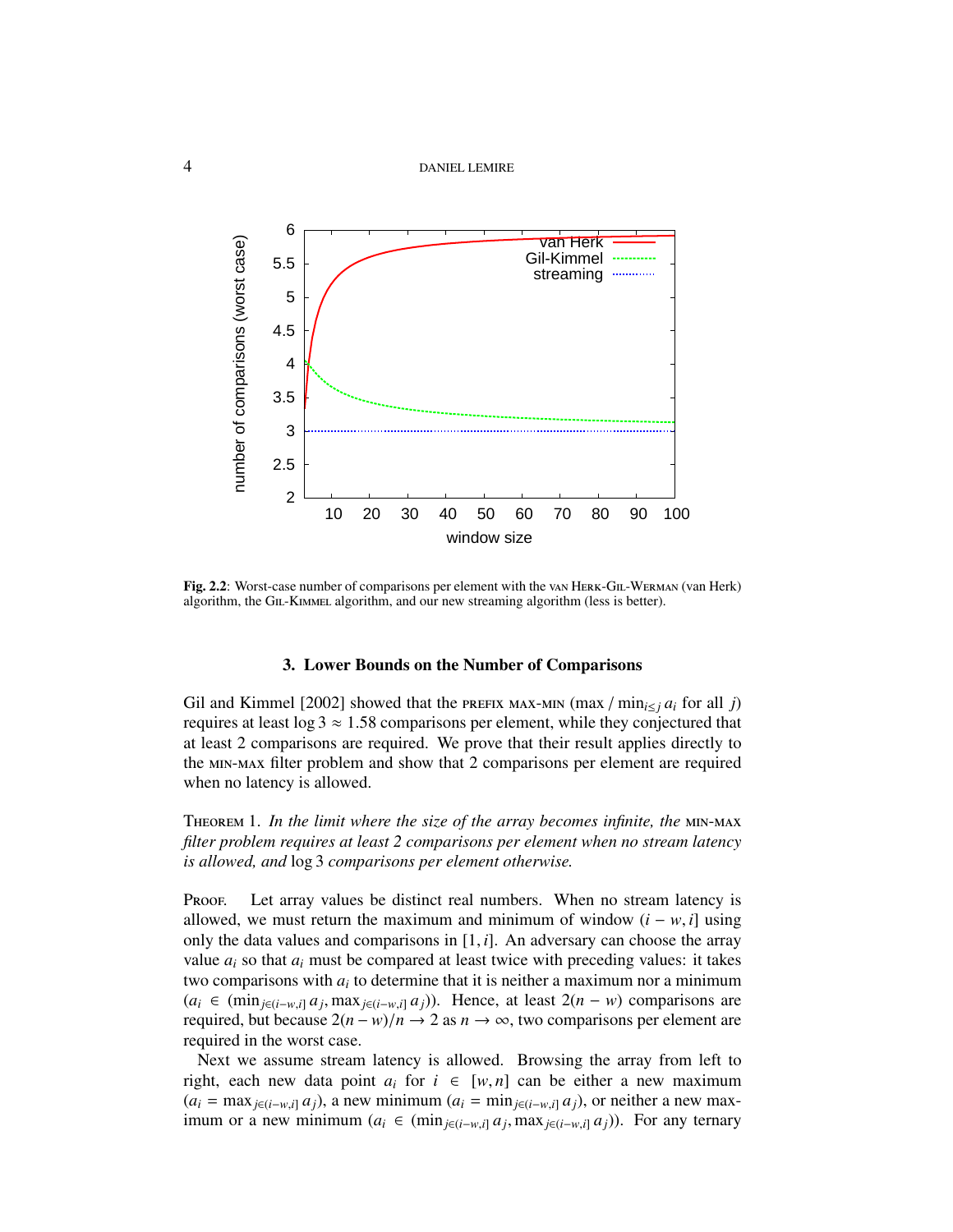**Fig. 2.2**: Worst-case number of comparisons per element with the van Herk-Gil-Werman (van Herk) algorithm, the Gil-Kimmel algorithm, and our new streaming algorithm (less is better).

## 3. Lower Bounds on the Number of Comparisons

Gil and Kimmel [2002] showed that the prefix max-min (max / $\min_{i \leq j} a_i$ for all $j$) requires at least $\log 3 \approx 1.58$ comparisons per element, while they conjectured that at least 2 comparisons are required. We prove that their result applies directly to the min-max filter problem and show that 2 comparisons per element are required when no latency is allowed.

Theorem 1. *In the limit where the size of the array becomes infinite, the* min-max *filter problem requires at least 2 comparisons per element when no stream latency is allowed, and* $\log 3$ *comparisons per element otherwise.*

Proof. Let array values be distinct real numbers. When no stream latency is allowed, we must return the maximum and minimum of window $(i - w, i]$ using only the data values and comparisons in $[1, i]$. An adversary can choose the array value $a_i$ so that $a_i$ must be compared at least twice with preceding values: it takes two comparisons with $a_i$ to determine that it is neither a maximum nor a minimum ($a_i \in (\min_{j \in (i-w,i]} a_j, \max_{j \in (i-w,i]} a_j)$). Hence, at least $2(n - w)$ comparisons are required, but because $2(n - w)/n \rightarrow 2$ as $n \rightarrow \infty$, two comparisons per element are required in the worst case.

Next we assume stream latency is allowed. Browsing the array from left to right, each new data point $a_i$ for $i \in [w, n]$ can be either a new maximum ($a_i = \max_{j \in (i-w,i]} a_j$), a new minimum ($a_i = \min_{j \in (i-w,i]} a_j$), or neither a new maximum or a new minimum ($a_i \in (\min_{j \in (i-w,i]} a_j, \max_{j \in (i-w,i]} a_j)$). For any ternary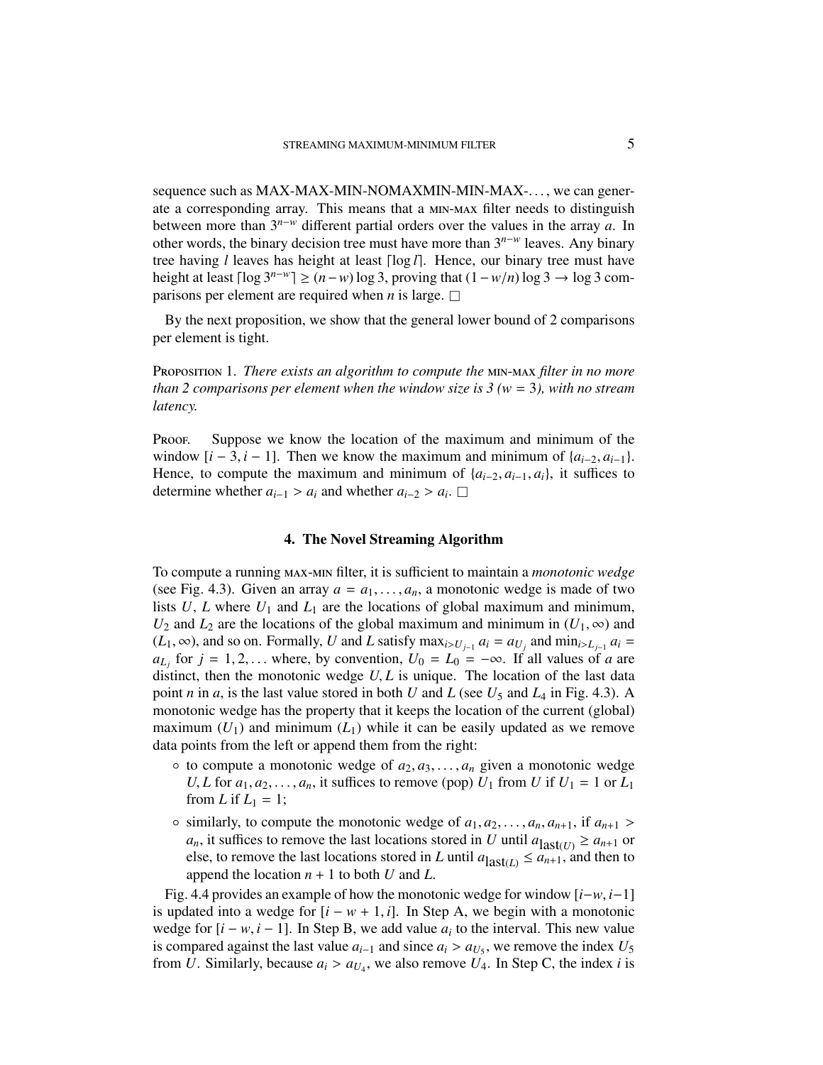sequence such as MAX-MAX-MIN-NOMAXMIN-MIN-MAX-..., we can generate a corresponding array. This means that a MIN-MAX filter needs to distinguish between more than $3^{n-w}$ different partial orders over the values in the array $a$. In other words, the binary decision tree must have more than $3^{n-w}$ leaves. Any binary tree having $l$ leaves has height at least $\lceil \log l \rceil$. Hence, our binary tree must have height at least $\lceil \log 3^{n-w} \rceil \geq (n-w)\log 3$, proving that $(1-w/n)\log 3 \to \log 3$ comparisons per element are required when $n$ is large. □

By the next proposition, we show that the general lower bound of 2 comparisons per element is tight.

PROPOSITION 1. *There exists an algorithm to compute the* MIN-MAX *filter in no more than 2 comparisons per element when the window size is 3 ($w = 3$), with no stream latency.*

PROOF. Suppose we know the location of the maximum and minimum of the window $[i-3, i-1]$. Then we know the maximum and minimum of $\{a_{i-2}, a_{i-1}\}$. Hence, to compute the maximum and minimum of $\{a_{i-2}, a_{i-1}, a_i\}$, it suffices to determine whether $a_{i-1} > a_i$ and whether $a_{i-2} > a_i$. □

## 4. The Novel Streaming Algorithm

To compute a running MAX-MIN filter, it is sufficient to maintain a *monotonic wedge* (see Fig. 4.3). Given an array $a = a_1, \ldots, a_n$, a monotonic wedge is made of two lists $U$, $L$ where $U_1$ and $L_1$ are the locations of global maximum and minimum, $U_2$ and $L_2$ are the locations of the global maximum and minimum in $(U_1, \infty)$ and $(L_1, \infty)$, and so on. Formally, $U$ and $L$ satisfy $\max_{i>U_{j-1}} a_i = a_{U_j}$ and $\min_{i>L_{j-1}} a_i = a_{L_j}$ for $j = 1, 2, \ldots$ where, by convention, $U_0 = L_0 = -\infty$. If all values of $a$ are distinct, then the monotonic wedge $U, L$ is unique. The location of the last data point $n$ in $a$, is the last value stored in both $U$ and $L$ (see $U_5$ and $L_4$ in Fig. 4.3). A monotonic wedge has the property that it keeps the location of the current (global) maximum ($U_1$) and minimum ($L_1$) while it can be easily updated as we remove data points from the left or append them from the right:

- to compute a monotonic wedge of $a_2, a_3, \ldots, a_n$ given a monotonic wedge $U, L$ for $a_1, a_2, \ldots, a_n$, it suffices to remove (pop) $U_1$ from $U$ if $U_1 = 1$ or $L_1$ from $L$ if $L_1 = 1$;
- similarly, to compute the monotonic wedge of $a_1, a_2, \ldots, a_n, a_{n+1}$, if $a_{n+1} > a_n$, it suffices to remove the last locations stored in $U$ until $a_{\text{last}(U)} \geq a_{n+1}$ or else, to remove the last locations stored in $L$ until $a_{\text{last}(L)} \leq a_{n+1}$, and then to append the location $n+1$ to both $U$ and $L$.

Fig. 4.4 provides an example of how the monotonic wedge for window $[i-w, i-1]$ is updated into a wedge for $[i-w+1, i]$. In Step A, we begin with a monotonic wedge for $[i-w, i-1]$. In Step B, we add value $a_i$ to the interval. This new value is compared against the last value $a_{i-1}$ and since $a_i > a_{U_5}$, we remove the index $U_5$ from $U$. Similarly, because $a_i > a_{U_4}$, we also remove $U_4$. In Step C, the index $i$ is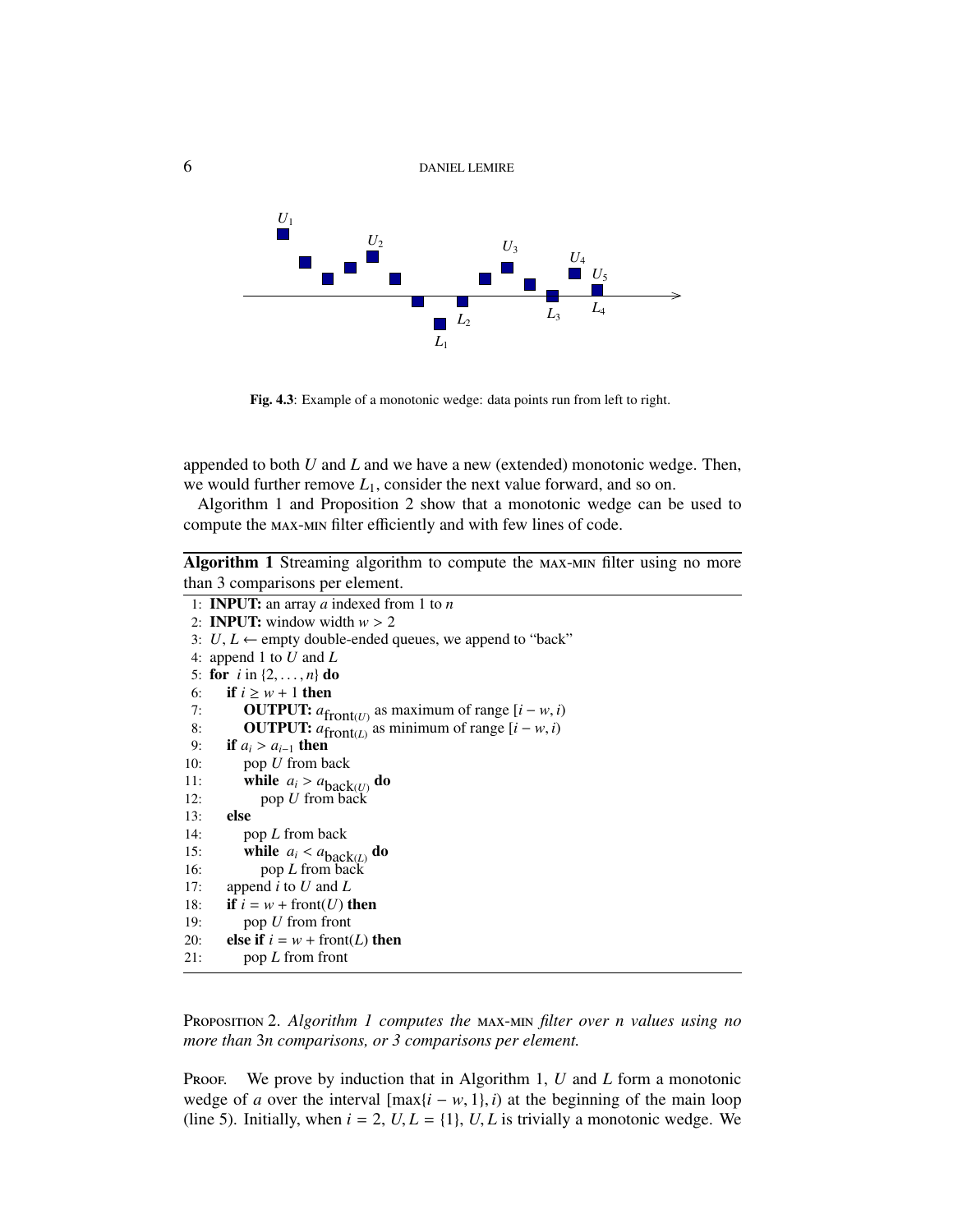**Fig. 4.3**: Example of a monotonic wedge: data points run from left to right.

appended to both $U$ and $L$ and we have a new (extended) monotonic wedge. Then, we would further remove $L_1$, consider the next value forward, and so on.

Algorithm 1 and Proposition 2 show that a monotonic wedge can be used to compute the MAX-MIN filter efficiently and with few lines of code.

**Algorithm 1** Streaming algorithm to compute the MAX-MIN filter using no more than 3 comparisons per element.

```
 1: INPUT: an array a indexed from 1 to n
 2: INPUT: window width w > 2
 3: U, L ← empty double-ended queues, we append to "back"
 4: append 1 to U and L
 5: for i in {2, ..., n} do
 6:    if i ≥ w + 1 then
 7:       OUTPUT: a_front(U) as maximum of range [i − w, i)
 8:       OUTPUT: a_front(L) as minimum of range [i − w, i)
 9:    if a_i > a_{i−1} then
10:       pop U from back
11:       while a_i > a_back(U) do
12:          pop U from back
13:    else
14:       pop L from back
15:       while a_i < a_back(L) do
16:          pop L from back
17:    append i to U and L
18:    if i = w + front(U) then
19:       pop U from front
20:    else if i = w + front(L) then
21:       pop L from front
```

PROPOSITION 2. *Algorithm 1 computes the* MAX-MIN *filter over n values using no more than* $3n$ *comparisons, or 3 comparisons per element.*

PROOF. We prove by induction that in Algorithm 1, $U$ and $L$ form a monotonic wedge of $a$ over the interval $[\max\{i - w, 1\}, i)$ at the beginning of the main loop (line 5). Initially, when $i = 2$, $U, L = \{1\}$, $U, L$ is trivially a monotonic wedge. We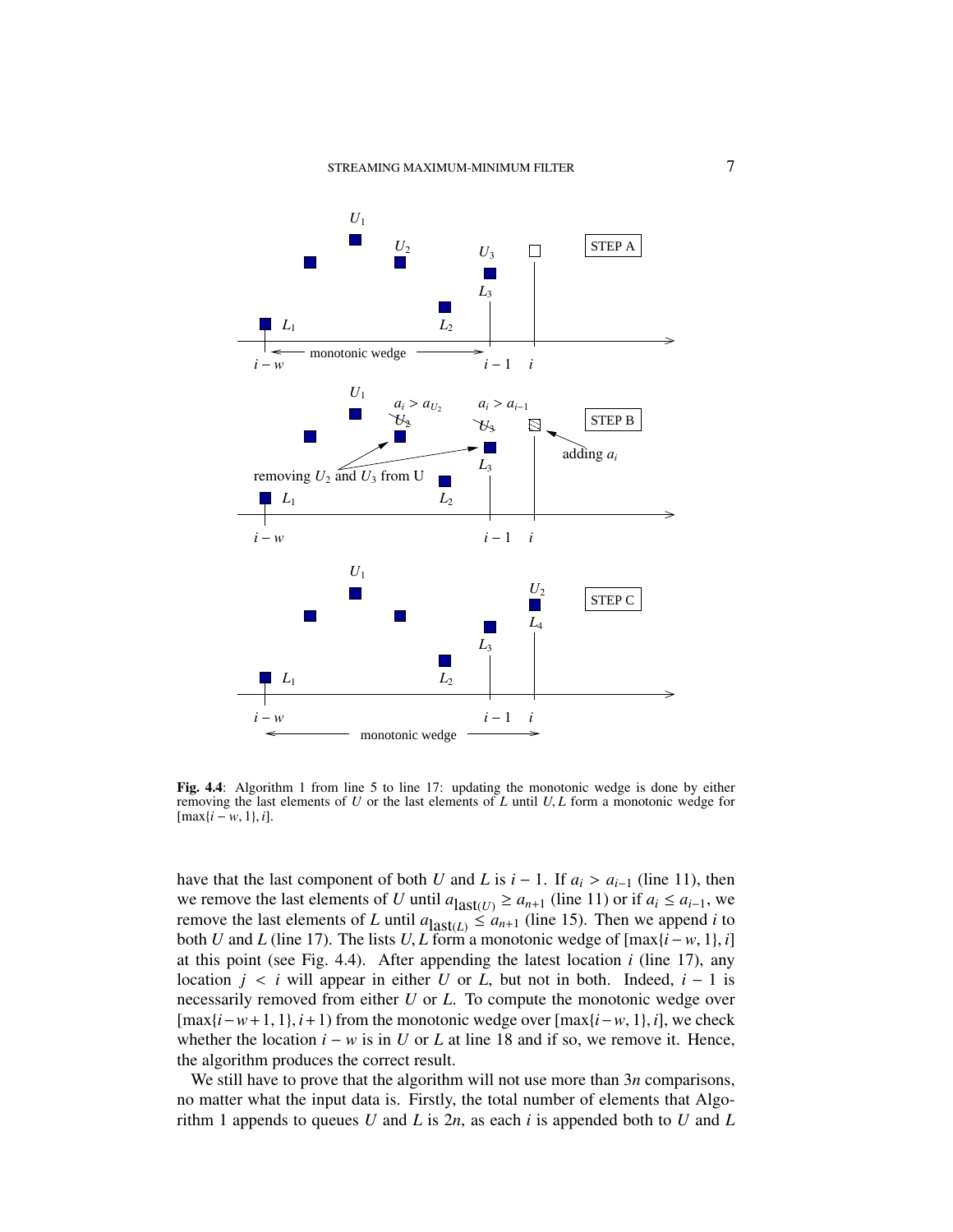**Fig. 4.4**: Algorithm 1 from line 5 to line 17: updating the monotonic wedge is done by either removing the last elements of $U$ or the last elements of $L$ until $U, L$ form a monotonic wedge for $[\max\{i-w, 1\}, i]$.

have that the last component of both $U$ and $L$ is $i-1$. If $a_i > a_{i-1}$ (line 11), then we remove the last elements of $U$ until $a_{\text{last}(U)} \geq a_{n+1}$ (line 11) or if $a_i \leq a_{i-1}$, we remove the last elements of $L$ until $a_{\text{last}(L)} \leq a_{n+1}$ (line 15). Then we append $i$ to both $U$ and $L$ (line 17). The lists $U, L$ form a monotonic wedge of $[\max\{i-w, 1\}, i]$ at this point (see Fig. 4.4). After appending the latest location $i$ (line 17), any location $j < i$ will appear in either $U$ or $L$, but not in both. Indeed, $i-1$ is necessarily removed from either $U$ or $L$. To compute the monotonic wedge over $[\max\{i-w+1, 1\}, i+1)$ from the monotonic wedge over $[\max\{i-w, 1\}, i]$, we check whether the location $i-w$ is in $U$ or $L$ at line 18 and if so, we remove it. Hence, the algorithm produces the correct result.

We still have to prove that the algorithm will not use more than $3n$ comparisons, no matter what the input data is. Firstly, the total number of elements that Algorithm 1 appends to queues $U$ and $L$ is $2n$, as each $i$ is appended both to $U$ and $L$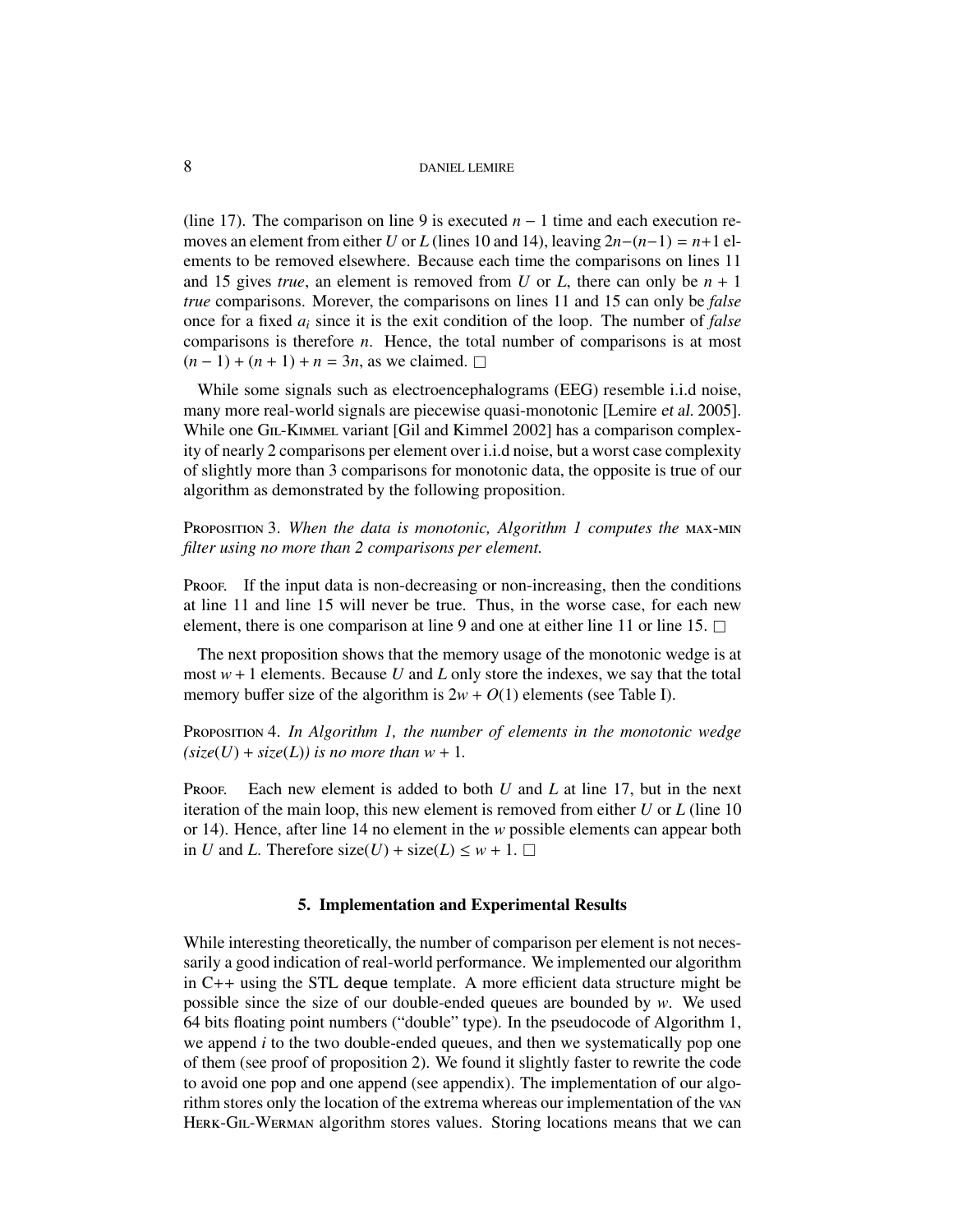(line 17). The comparison on line 9 is executed $n-1$ time and each execution removes an element from either $U$ or $L$ (lines 10 and 14), leaving $2n-(n-1) = n+1$ elements to be removed elsewhere. Because each time the comparisons on lines 11 and 15 gives *true*, an element is removed from $U$ or $L$, there can only be $n+1$ *true* comparisons. Morever, the comparisons on lines 11 and 15 can only be *false* once for a fixed $a_i$ since it is the exit condition of the loop. The number of *false* comparisons is therefore $n$. Hence, the total number of comparisons is at most $(n-1)+(n+1)+n = 3n$, as we claimed. □

While some signals such as electroencephalograms (EEG) resemble i.i.d noise, many more real-world signals are piecewise quasi-monotonic [Lemire *et al.* 2005]. While one Gil-Kimmel variant [Gil and Kimmel 2002] has a comparison complexity of nearly 2 comparisons per element over i.i.d noise, but a worst case complexity of slightly more than 3 comparisons for monotonic data, the opposite is true of our algorithm as demonstrated by the following proposition.

Proposition 3. *When the data is monotonic, Algorithm 1 computes the* max-min *filter using no more than 2 comparisons per element.*

Proof. If the input data is non-decreasing or non-increasing, then the conditions at line 11 and line 15 will never be true. Thus, in the worse case, for each new element, there is one comparison at line 9 and one at either line 11 or line 15. □

The next proposition shows that the memory usage of the monotonic wedge is at most $w+1$ elements. Because $U$ and $L$ only store the indexes, we say that the total memory buffer size of the algorithm is $2w+O(1)$ elements (see Table I).

Proposition 4. *In Algorithm 1, the number of elements in the monotonic wedge (size($U$) + size($L$)) is no more than $w+1$.*

Proof. Each new element is added to both $U$ and $L$ at line 17, but in the next iteration of the main loop, this new element is removed from either $U$ or $L$ (line 10 or 14). Hence, after line 14 no element in the $w$ possible elements can appear both in $U$ and $L$. Therefore size($U$) + size($L$) $\leq w+1$. □

## 5. Implementation and Experimental Results

While interesting theoretically, the number of comparison per element is not necessarily a good indication of real-world performance. We implemented our algorithm in C++ using the STL deque template. A more efficient data structure might be possible since the size of our double-ended queues are bounded by $w$. We used 64 bits floating point numbers ("double" type). In the pseudocode of Algorithm 1, we append $i$ to the two double-ended queues, and then we systematically pop one of them (see proof of proposition 2). We found it slightly faster to rewrite the code to avoid one pop and one append (see appendix). The implementation of our algorithm stores only the location of the extrema whereas our implementation of the van Herk-Gil-Werman algorithm stores values. Storing locations means that we can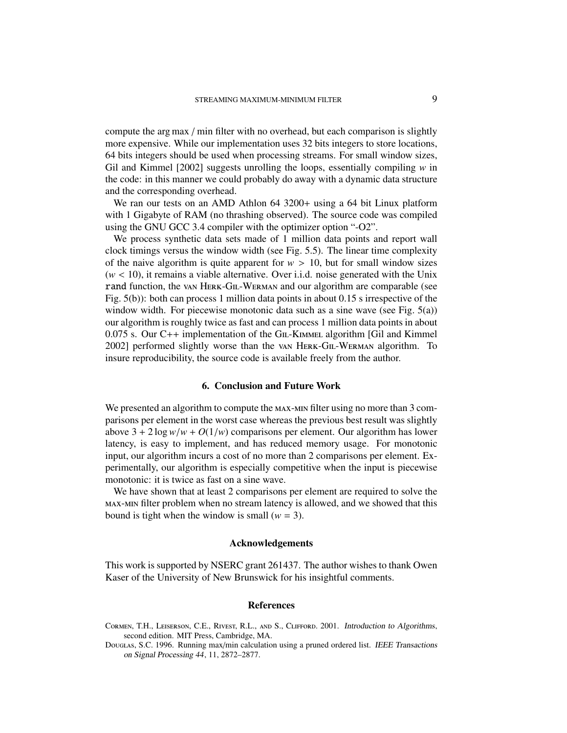compute the arg max / min filter with no overhead, but each comparison is slightly more expensive. While our implementation uses 32 bits integers to store locations, 64 bits integers should be used when processing streams. For small window sizes, Gil and Kimmel [2002] suggests unrolling the loops, essentially compiling $w$ in the code: in this manner we could probably do away with a dynamic data structure and the corresponding overhead.

We ran our tests on an AMD Athlon 64 3200+ using a 64 bit Linux platform with 1 Gigabyte of RAM (no thrashing observed). The source code was compiled using the GNU GCC 3.4 compiler with the optimizer option "-O2".

We process synthetic data sets made of 1 million data points and report wall clock timings versus the window width (see Fig. 5.5). The linear time complexity of the naive algorithm is quite apparent for $w > 10$, but for small window sizes ($w < 10$), it remains a viable alternative. Over i.i.d. noise generated with the Unix `rand` function, the van Herk-Gil-Werman and our algorithm are comparable (see Fig. 5(b)): both can process 1 million data points in about 0.15 s irrespective of the window width. For piecewise monotonic data such as a sine wave (see Fig. 5(a)) our algorithm is roughly twice as fast and can process 1 million data points in about 0.075 s. Our C++ implementation of the Gil-Kimmel algorithm [Gil and Kimmel 2002] performed slightly worse than the van Herk-Gil-Werman algorithm. To insure reproducibility, the source code is available freely from the author.

## 6. Conclusion and Future Work

We presented an algorithm to compute the max-min filter using no more than 3 comparisons per element in the worst case whereas the previous best result was slightly above $3 + 2\log w/w + O(1/w)$ comparisons per element. Our algorithm has lower latency, is easy to implement, and has reduced memory usage. For monotonic input, our algorithm incurs a cost of no more than 2 comparisons per element. Experimentally, our algorithm is especially competitive when the input is piecewise monotonic: it is twice as fast on a sine wave.

We have shown that at least 2 comparisons per element are required to solve the max-min filter problem when no stream latency is allowed, and we showed that this bound is tight when the window is small ($w = 3$).

## Acknowledgements

This work is supported by NSERC grant 261437. The author wishes to thank Owen Kaser of the University of New Brunswick for his insightful comments.

## References

Cormen, T.H., Leiserson, C.E., Rivest, R.L., and S., Clifford. 2001. *Introduction to Algorithms*, second edition. MIT Press, Cambridge, MA.

Douglas, S.C. 1996. Running max/min calculation using a pruned ordered list. *IEEE Transactions on Signal Processing 44*, 11, 2872–2877.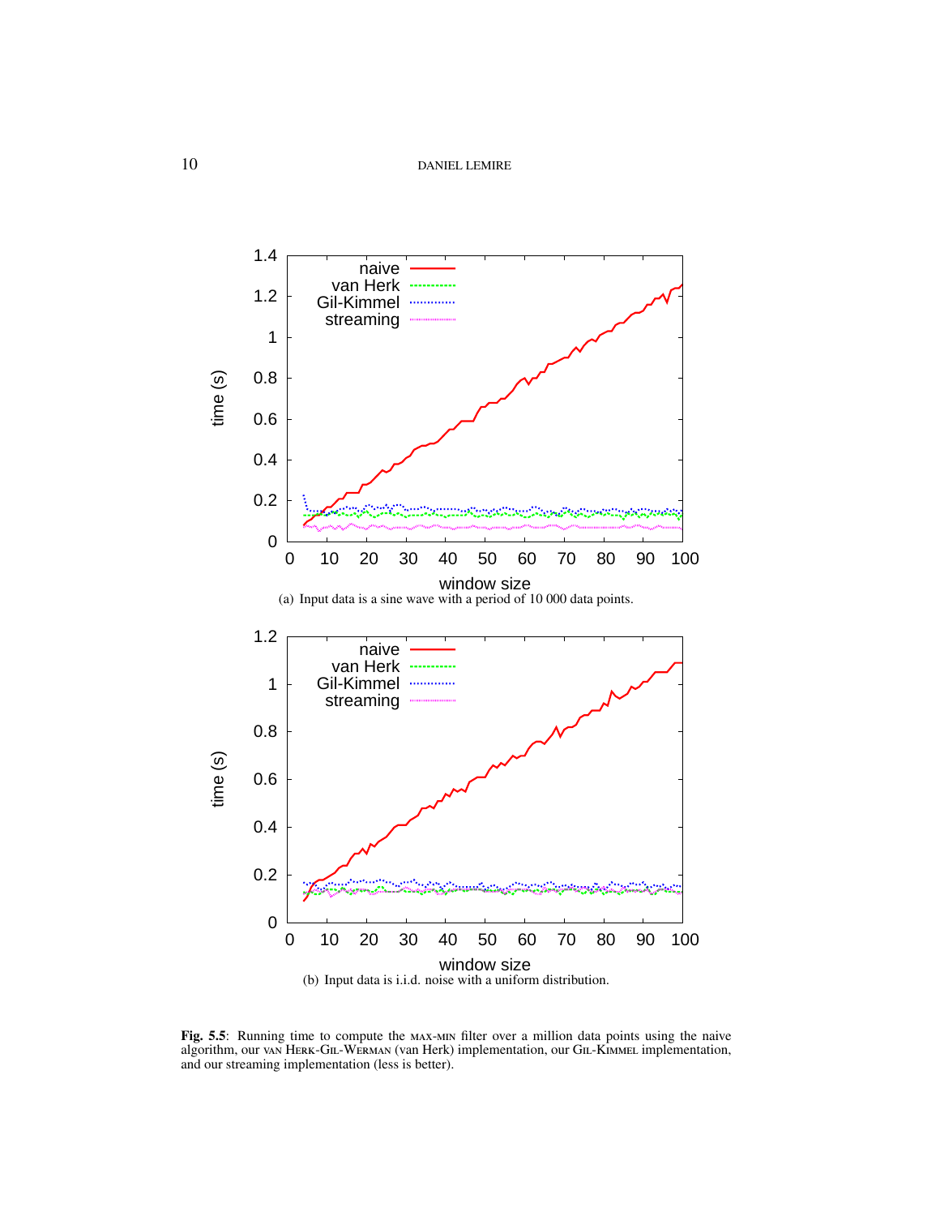(a) Input data is a sine wave with a period of 10 000 data points.

(b) Input data is i.i.d. noise with a uniform distribution.

**Fig. 5.5**: Running time to compute the MAX-MIN filter over a million data points using the naive algorithm, our VAN HERK-GIL-WERMAN (van Herk) implementation, our GIL-KIMMEL implementation, and our streaming implementation (less is better).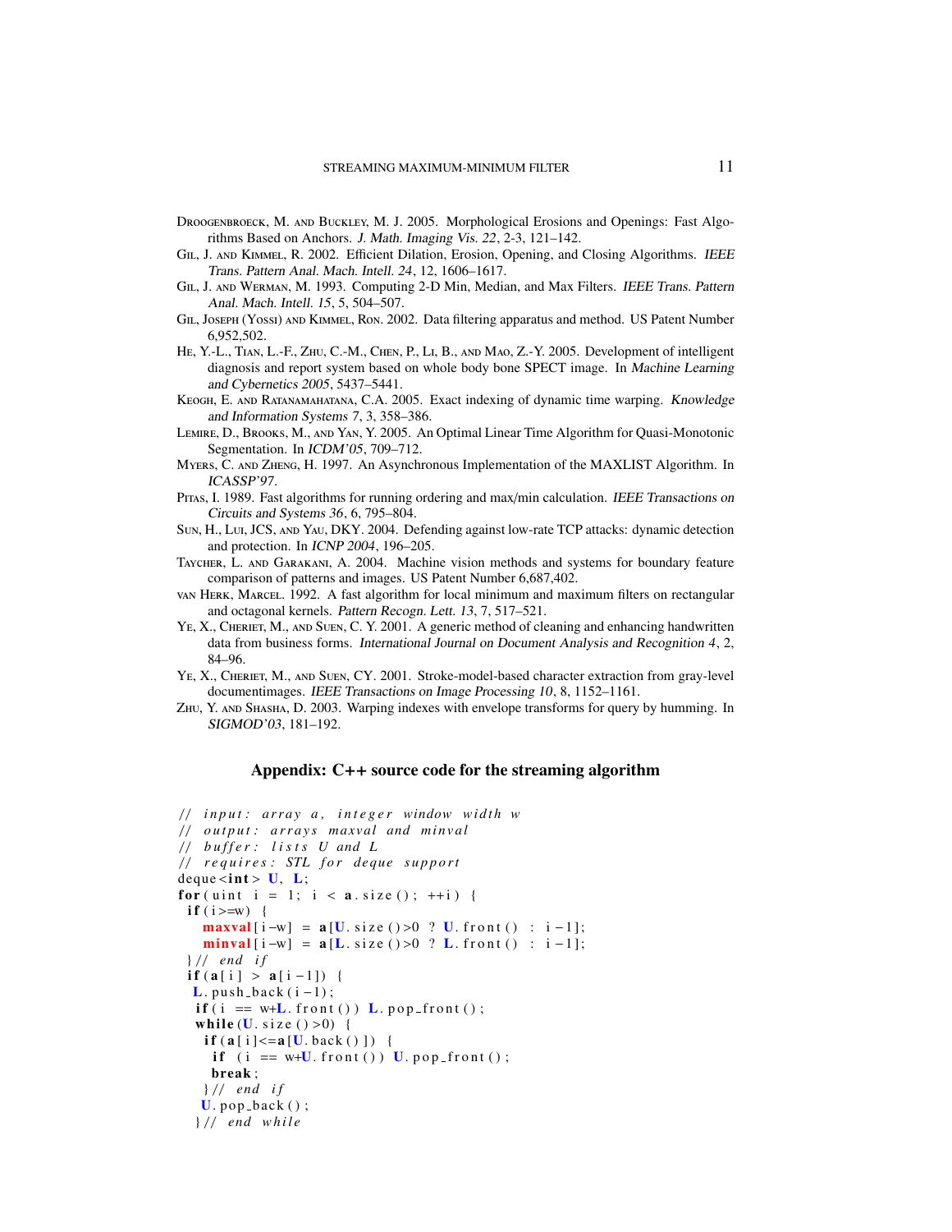Droogenbroeck, M. and Buckley, M. J. 2005. Morphological Erosions and Openings: Fast Algorithms Based on Anchors. *J. Math. Imaging Vis. 22*, 2-3, 121–142.

Gil, J. and Kimmel, R. 2002. Efficient Dilation, Erosion, Opening, and Closing Algorithms. *IEEE Trans. Pattern Anal. Mach. Intell. 24*, 12, 1606–1617.

Gil, J. and Werman, M. 1993. Computing 2-D Min, Median, and Max Filters. *IEEE Trans. Pattern Anal. Mach. Intell. 15*, 5, 504–507.

Gil, Joseph (Yossi) and Kimmel, Ron. 2002. Data filtering apparatus and method. US Patent Number 6,952,502.

He, Y.-L., Tian, L.-F., Zhu, C.-M., Chen, P., Li, B., and Mao, Z.-Y. 2005. Development of intelligent diagnosis and report system based on whole body bone SPECT image. In *Machine Learning and Cybernetics 2005*, 5437–5441.

Keogh, E. and Ratanamahatana, C.A. 2005. Exact indexing of dynamic time warping. *Knowledge and Information Systems* 7, 3, 358–386.

Lemire, D., Brooks, M., and Yan, Y. 2005. An Optimal Linear Time Algorithm for Quasi-Monotonic Segmentation. In *ICDM'05*, 709–712.

Myers, C. and Zheng, H. 1997. An Asynchronous Implementation of the MAXLIST Algorithm. In *ICASSP'97*.

Pitas, I. 1989. Fast algorithms for running ordering and max/min calculation. *IEEE Transactions on Circuits and Systems 36*, 6, 795–804.

Sun, H., Lui, JCS, and Yau, DKY. 2004. Defending against low-rate TCP attacks: dynamic detection and protection. In *ICNP 2004*, 196–205.

Taycher, L. and Garakani, A. 2004. Machine vision methods and systems for boundary feature comparison of patterns and images. US Patent Number 6,687,402.

van Herk, Marcel. 1992. A fast algorithm for local minimum and maximum filters on rectangular and octagonal kernels. *Pattern Recogn. Lett. 13*, 7, 517–521.

Ye, X., Cheriet, M., and Suen, C. Y. 2001. A generic method of cleaning and enhancing handwritten data from business forms. *International Journal on Document Analysis and Recognition 4*, 2, 84–96.

Ye, X., Cheriet, M., and Suen, CY. 2001. Stroke-model-based character extraction from gray-level documentimages. *IEEE Transactions on Image Processing 10*, 8, 1152–1161.

Zhu, Y. and Shasha, D. 2003. Warping indexes with envelope transforms for query by humming. In *SIGMOD'03*, 181–192.

## Appendix: C++ source code for the streaming algorithm

```
// input: array a, integer window width w
// output: arrays maxval and minval
// buffer: lists U and L
// requires: STL for deque support
deque<int> U, L;
for(uint i = 1; i < a.size(); ++i) {
 if(i>=w) {
    maxval[i-w] = a[U.size()>0 ? U.front() : i-1];
    minval[i-w] = a[L.size()>0 ? L.front() : i-1];
 }// end if
 if(a[i] > a[i-1]) {
  L.push_back(i-1);
  if(i == w+L.front()) L.pop_front();
  while(U.size()>0) {
    if(a[i]<=a[U.back()]) {
     if (i == w+U.front()) U.pop_front();
     break;
    }// end if
   U.pop_back();
  }// end while
```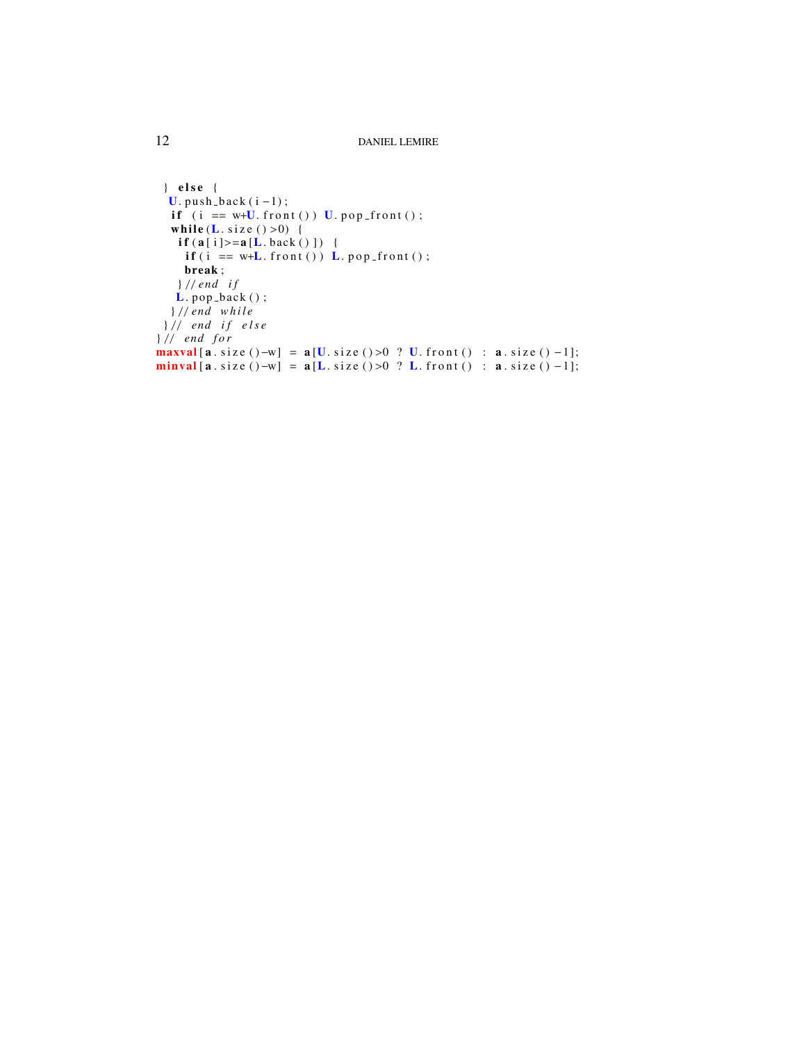```
  } else {
    U.push_back(i-1);
    if (i == w+U.front()) U.pop_front();
    while(L.size()>0) {
      if(a[i]>=a[L.back()]) {
        if(i == w+L.front()) L.pop_front();
        break;
      }//end if
      L.pop_back();
    }//end while
  }// end if else
}// end for
maxval[a.size()-w] = a[U.size()>0 ? U.front() : a.size()-1];
minval[a.size()-w] = a[L.size()>0 ? L.front() : a.size()-1];
```